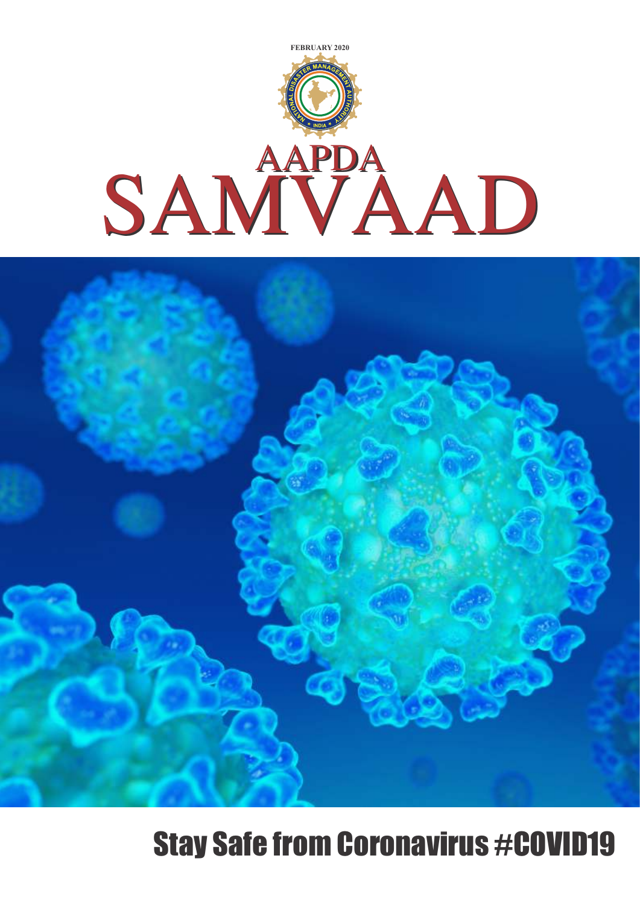FEBRUARY 2020

# AAPDA SAMVAAD

## Stay Safe from Coronavirus #COVID19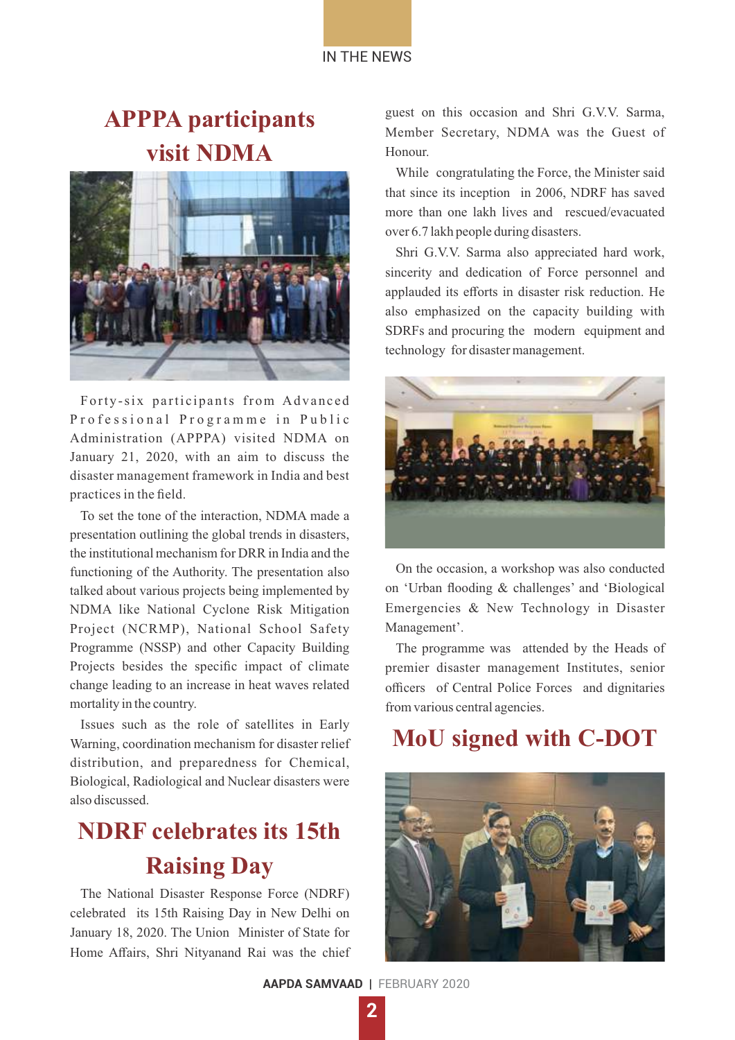IN THE NEWS

## APPPA participants visit NDMA

Forty-six participants from Advanced Professional Programme in Public Administration (APPPA) visited NDMA on January 21, 2020, with an aim to discuss the disaster management framework in India and best practices in the field.

To set the tone of the interaction, NDMA made a presentation outlining the global trends in disasters, the institutional mechanism for DRR in India and the functioning of the Authority. The presentation also talked about various projects being implemented by NDMA like National Cyclone Risk Mitigation Project (NCRMP), National School Safety Programme (NSSP) and other Capacity Building Projects besides the specific impact of climate change leading to an increase in heat waves related mortality in the country.

Issues such as the role of satellites in Early Warning, coordination mechanism for disaster relief distribution, and preparedness for Chemical, Biological, Radiological and Nuclear disasters were also discussed.

## NDRF celebrates its 15th Raising Day

The National Disaster Response Force (NDRF) celebrated its 15th Raising Day in New Delhi on January 18, 2020. The Union Minister of State for Home Affairs, Shri Nityanand Rai was the chief guest on this occasion and Shri G.V.V. Sarma, Member Secretary, NDMA was the Guest of Honour.

While congratulating the Force, the Minister said that since its inception in 2006, NDRF has saved more than one lakh lives and rescued/evacuated over 6.7 lakh people during disasters.

Shri G.V.V. Sarma also appreciated hard work, sincerity and dedication of Force personnel and applauded its efforts in disaster risk reduction. He also emphasized on the capacity building with SDRFs and procuring the modern equipment and technology for disaster management.

On the occasion, a workshop was also conducted on 'Urban flooding & challenges' and 'Biological Emergencies & New Technology in Disaster Management'.

The programme was attended by the Heads of premier disaster management Institutes, senior officers of Central Police Forces and dignitaries from various central agencies.

## MoU signed with C-DOT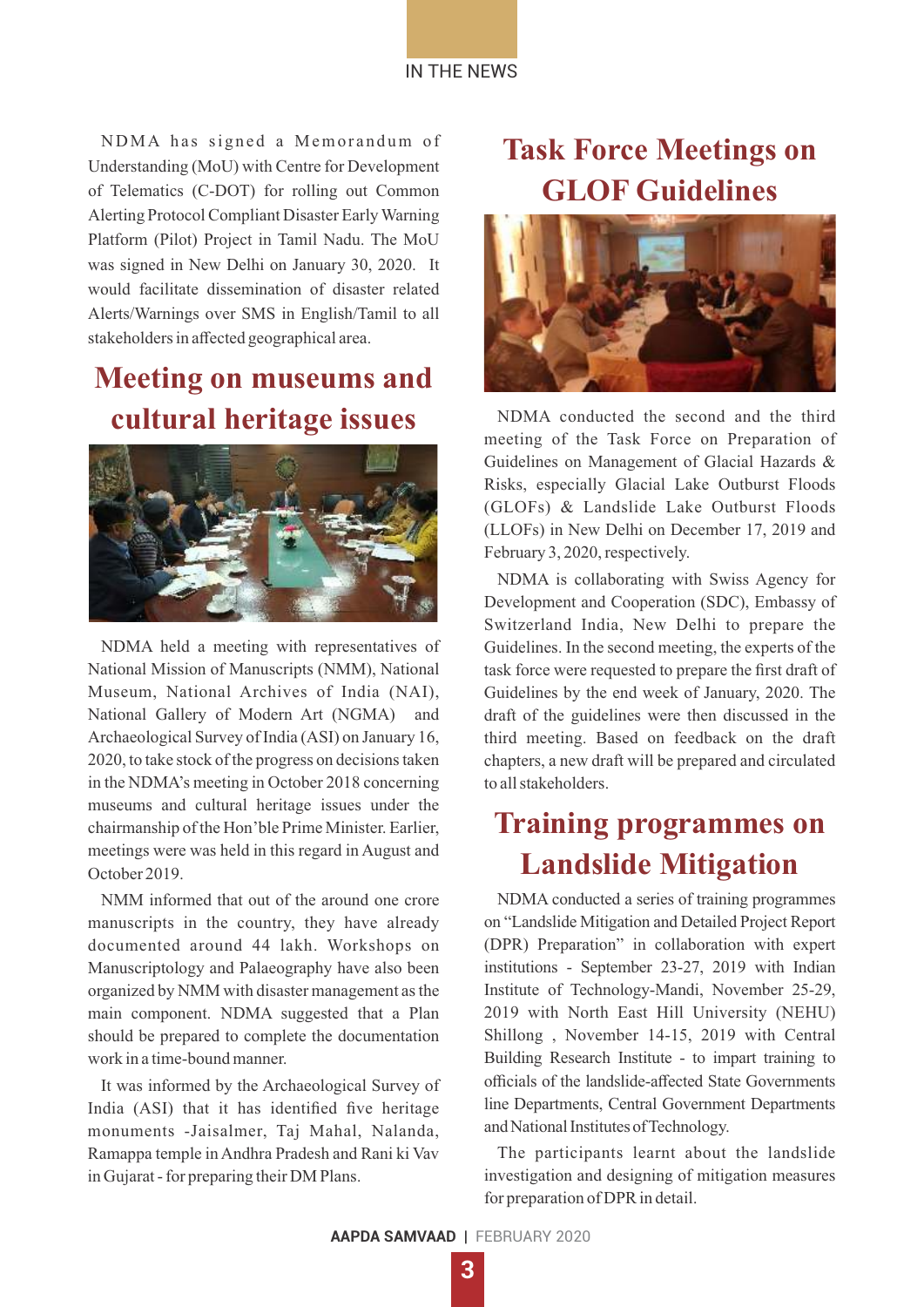NDMA has signed a Memorandum of Understanding (MoU) with Centre for Development of Telematics (C-DOT) for rolling out Common Alerting Protocol Compliant Disaster Early Warning Platform (Pilot) Project in Tamil Nadu. The MoU was signed in New Delhi on January 30, 2020. It would facilitate dissemination of disaster related Alerts/Warnings over SMS in English/Tamil to all stakeholders in affected geographical area.

## Meeting on museums and cultural heritage issues

NDMA held a meeting with representatives of National Mission of Manuscripts (NMM), National Museum, National Archives of India (NAI), National Gallery of Modern Art (NGMA) and Archaeological Survey of India (ASI) on January 16, 2020, to take stock of the progress on decisions taken in the NDMA's meeting in October 2018 concerning museums and cultural heritage issues under the chairmanship of the Hon'ble Prime Minister. Earlier, meetings were was held in this regard in August and October 2019.

NMM informed that out of the around one crore manuscripts in the country, they have already documented around 44 lakh. Workshops on Manuscriptology and Palaeography have also been organized by NMM with disaster management as the main component. NDMA suggested that a Plan should be prepared to complete the documentation work in a time-bound manner.

It was informed by the Archaeological Survey of India (ASI) that it has identified five heritage monuments -Jaisalmer, Taj Mahal, Nalanda, Ramappa temple in Andhra Pradesh and Rani ki Vav in Gujarat - for preparing their DM Plans.

## Task Force Meetings on GLOF Guidelines

NDMA conducted the second and the third meeting of the Task Force on Preparation of Guidelines on Management of Glacial Hazards & Risks, especially Glacial Lake Outburst Floods (GLOFs) & Landslide Lake Outburst Floods (LLOFs) in New Delhi on December 17, 2019 and February 3, 2020, respectively.

NDMA is collaborating with Swiss Agency for Development and Cooperation (SDC), Embassy of Switzerland India, New Delhi to prepare the Guidelines. In the second meeting, the experts of the task force were requested to prepare the first draft of Guidelines by the end week of January, 2020. The draft of the guidelines were then discussed in the third meeting. Based on feedback on the draft chapters, a new draft will be prepared and circulated to all stakeholders.

## Training programmes on Landslide Mitigation

NDMA conducted a series of training programmes on "Landslide Mitigation and Detailed Project Report (DPR) Preparation" in collaboration with expert institutions - September 23-27, 2019 with Indian Institute of Technology-Mandi, November 25-29, 2019 with North East Hill University (NEHU) Shillong , November 14-15, 2019 with Central Building Research Institute - to impart training to officials of the landslide-affected State Governments line Departments, Central Government Departments and National Institutes of Technology.

The participants learnt about the landslide investigation and designing of mitigation measures for preparation of DPR in detail.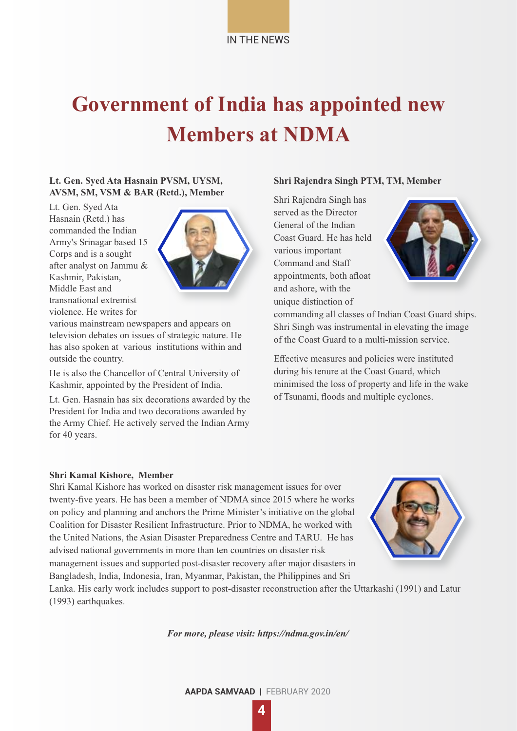IN THE NEWS

# Government of India has appointed new Members at NDMA

**Lt. Gen. Syed Ata Hasnain PVSM, UYSM, AVSM, SM, VSM & BAR (Retd.), Member**

Lt. Gen. Syed Ata Hasnain (Retd.) has commanded the Indian Army's Srinagar based 15 Corps and is a sought after analyst on Jammu & Kashmir, Pakistan, Middle East and transnational extremist violence. He writes for various mainstream newspapers and appears on television debates on issues of strategic nature. He has also spoken at various institutions within and outside the country.

He is also the Chancellor of Central University of Kashmir, appointed by the President of India.

Lt. Gen. Hasnain has six decorations awarded by the President for India and two decorations awarded by the Army Chief. He actively served the Indian Army for 40 years.

**Shri Rajendra Singh PTM, TM, Member**

Shri Rajendra Singh has served as the Director General of the Indian Coast Guard. He has held various important Command and Staff appointments, both afloat and ashore, with the unique distinction of commanding all classes of Indian Coast Guard ships. Shri Singh was instrumental in elevating the image of the Coast Guard to a multi-mission service.

Effective measures and policies were instituted during his tenure at the Coast Guard, which minimised the loss of property and life in the wake of Tsunami, floods and multiple cyclones.

**Shri Kamal Kishore, Member**

Shri Kamal Kishore has worked on disaster risk management issues for over twenty-five years. He has been a member of NDMA since 2015 where he works on policy and planning and anchors the Prime Minister's initiative on the global Coalition for Disaster Resilient Infrastructure. Prior to NDMA, he worked with the United Nations, the Asian Disaster Preparedness Centre and TARU. He has advised national governments in more than ten countries on disaster risk management issues and supported post-disaster recovery after major disasters in Bangladesh, India, Indonesia, Iran, Myanmar, Pakistan, the Philippines and Sri Lanka. His early work includes support to post-disaster reconstruction after the Uttarkashi (1991) and Latur (1993) earthquakes.

***For more, please visit: https://ndma.gov.in/en/***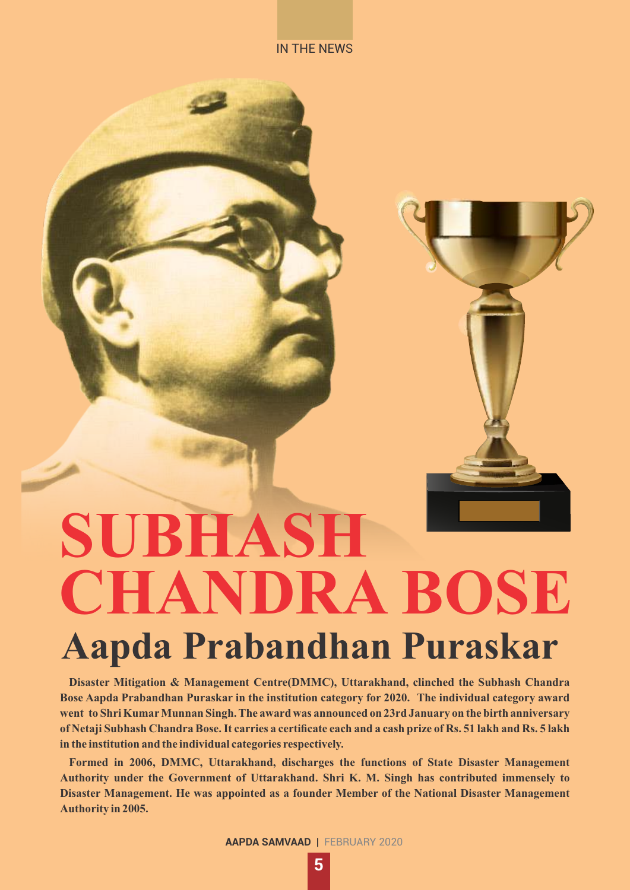IN THE NEWS

# SUBHASH CHANDRA BOSE

## Aapda Prabandhan Puraskar

**Disaster Mitigation & Management Centre(DMMC), Uttarakhand, clinched the Subhash Chandra Bose Aapda Prabandhan Puraskar in the institution category for 2020. The individual category award went to Shri Kumar Munnan Singh. The award was announced on 23rd January on the birth anniversary of Netaji Subhash Chandra Bose. It carries a certificate each and a cash prize of Rs. 51 lakh and Rs. 5 lakh in the institution and the individual categories respectively.**

**Formed in 2006, DMMC, Uttarakhand, discharges the functions of State Disaster Management Authority under the Government of Uttarakhand. Shri K. M. Singh has contributed immensely to Disaster Management. He was appointed as a founder Member of the National Disaster Management Authority in 2005.**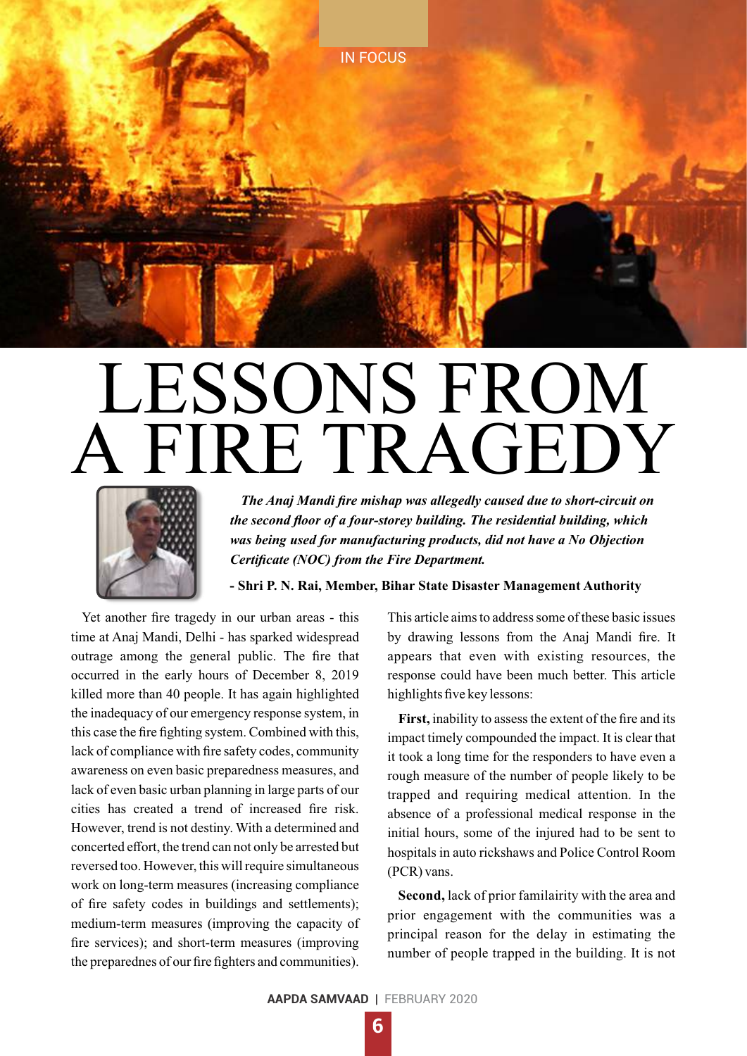IN FOCUS

# LESSONS FROM A FIRE TRAGEDY

***The Anaj Mandi fire mishap was allegedly caused due to short-circuit on the second floor of a four-storey building. The residential building, which was being used for manufacturing products, did not have a No Objection Certificate (NOC) from the Fire Department.***

**- Shri P. N. Rai, Member, Bihar State Disaster Management Authority**

Yet another fire tragedy in our urban areas - this time at Anaj Mandi, Delhi - has sparked widespread outrage among the general public. The fire that occurred in the early hours of December 8, 2019 killed more than 40 people. It has again highlighted the inadequacy of our emergency response system, in this case the fire fighting system. Combined with this, lack of compliance with fire safety codes, community awareness on even basic preparedness measures, and lack of even basic urban planning in large parts of our cities has created a trend of increased fire risk. However, trend is not destiny. With a determined and concerted effort, the trend can not only be arrested but reversed too. However, this will require simultaneous work on long-term measures (increasing compliance of fire safety codes in buildings and settlements); medium-term measures (improving the capacity of fire services); and short-term measures (improving the preparednes of our fire fighters and communities). This article aims to address some of these basic issues by drawing lessons from the Anaj Mandi fire. It appears that even with existing resources, the response could have been much better. This article highlights five key lessons:

**First,** inability to assess the extent of the fire and its impact timely compounded the impact. It is clear that it took a long time for the responders to have even a rough measure of the number of people likely to be trapped and requiring medical attention. In the absence of a professional medical response in the initial hours, some of the injured had to be sent to hospitals in auto rickshaws and Police Control Room (PCR) vans.

**Second,** lack of prior familarity with the area and prior engagement with the communities was a principal reason for the delay in estimating the number of people trapped in the building. It is not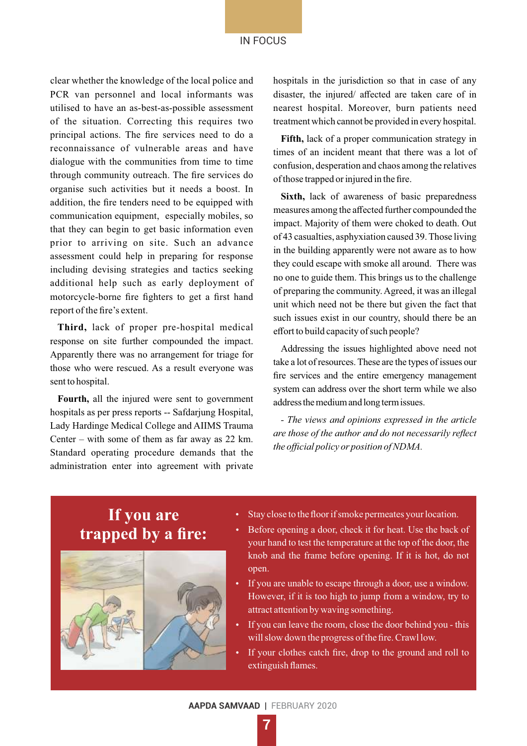clear whether the knowledge of the local police and PCR van personnel and local informants was utilised to have an as-best-as-possible assessment of the situation. Correcting this requires two principal actions. The fire services need to do a reconnaissance of vulnerable areas and have dialogue with the communities from time to time through community outreach. The fire services do organise such activities but it needs a boost. In addition, the fire tenders need to be equipped with communication equipment, especially mobiles, so that they can begin to get basic information even prior to arriving on site. Such an advance assessment could help in preparing for response including devising strategies and tactics seeking additional help such as early deployment of motorcycle-borne fire fighters to get a first hand report of the fire's extent.

**Third,** lack of proper pre-hospital medical response on site further compounded the impact. Apparently there was no arrangement for triage for those who were rescued. As a result everyone was sent to hospital.

**Fourth,** all the injured were sent to government hospitals as per press reports -- Safdarjung Hospital, Lady Hardinge Medical College and AIIMS Trauma Center – with some of them as far away as 22 km. Standard operating procedure demands that the administration enter into agreement with private hospitals in the jurisdiction so that in case of any disaster, the injured/ affected are taken care of in nearest hospital. Moreover, burn patients need treatment which cannot be provided in every hospital.

**Fifth,** lack of a proper communication strategy in times of an incident meant that there was a lot of confusion, desperation and chaos among the relatives of those trapped or injured in the fire.

**Sixth,** lack of awareness of basic preparedness measures among the affected further compounded the impact. Majority of them were choked to death. Out of 43 casualties, asphyxiation caused 39. Those living in the building apparently were not aware as to how they could escape with smoke all around. There was no one to guide them. This brings us to the challenge of preparing the community. Agreed, it was an illegal unit which need not be there but given the fact that such issues exist in our country, should there be an effort to build capacity of such people?

Addressing the issues highlighted above need not take a lot of resources. These are the types of issues our fire services and the entire emergency management system can address over the short term while we also address the medium and long term issues.

*- The views and opinions expressed in the article are those of the author and do not necessarily reflect the official policy or position of NDMA.*

## If you are trapped by a fire:

- Stay close to the floor if smoke permeates your location.
- Before opening a door, check it for heat. Use the back of your hand to test the temperature at the top of the door, the knob and the frame before opening. If it is hot, do not open.
- If you are unable to escape through a door, use a window. However, if it is too high to jump from a window, try to attract attention by waving something.
- If you can leave the room, close the door behind you - this will slow down the progress of the fire. Crawl low.
- If your clothes catch fire, drop to the ground and roll to extinguish flames.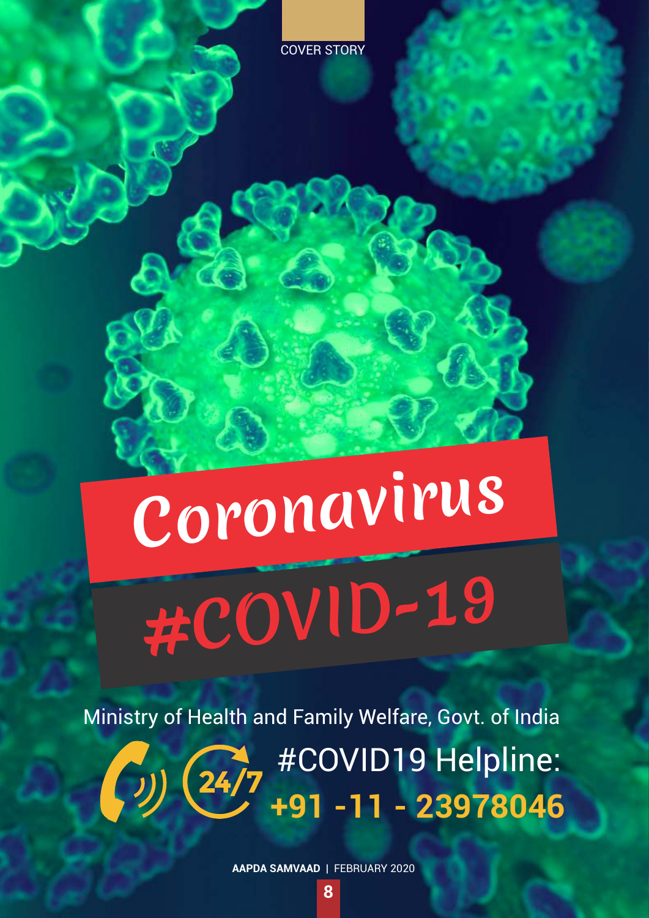COVER STORY

# Coronavirus

# #COVID-19

Ministry of Health and Family Welfare, Govt. of India

24/7 #COVID19 Helpline:

**+91 -11 - 23978046**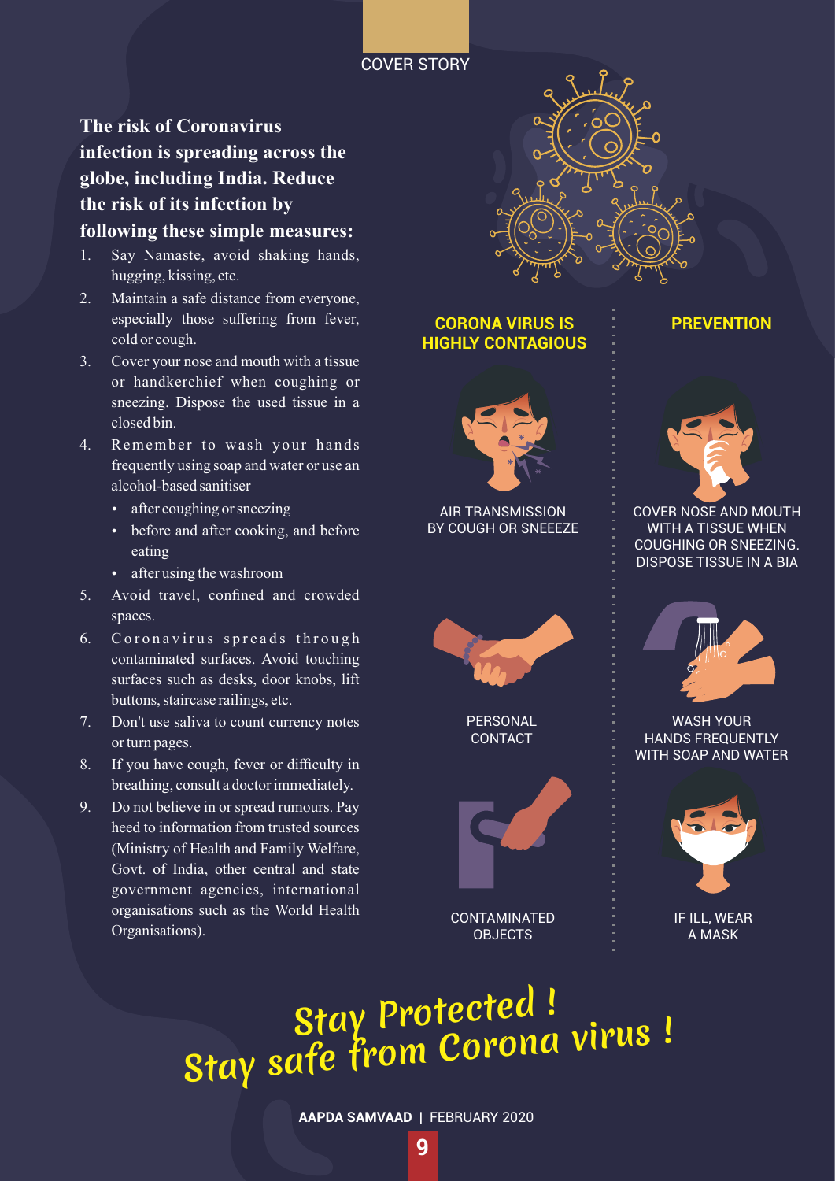COVER STORY

**The risk of Coronavirus infection is spreading across the globe, including India. Reduce the risk of its infection by following these simple measures:**

1. Say Namaste, avoid shaking hands, hugging, kissing, etc.
2. Maintain a safe distance from everyone, especially those suffering from fever, cold or cough.
3. Cover your nose and mouth with a tissue or handkerchief when coughing or sneezing. Dispose the used tissue in a closed bin.
4. Remember to wash your hands frequently using soap and water or use an alcohol-based sanitiser
   - after coughing or sneezing
   - before and after cooking, and before eating
   - after using the washroom
5. Avoid travel, confined and crowded spaces.
6. Coronavirus spreads through contaminated surfaces. Avoid touching surfaces such as desks, door knobs, lift buttons, staircase railings, etc.
7. Don't use saliva to count currency notes or turn pages.
8. If you have cough, fever or difficulty in breathing, consult a doctor immediately.
9. Do not believe in or spread rumours. Pay heed to information from trusted sources (Ministry of Health and Family Welfare, Govt. of India, other central and state government agencies, international organisations such as the World Health Organisations).

**CORONA VIRUS IS HIGHLY CONTAGIOUS**

AIR TRANSMISSION BY COUGH OR SNEEEZE

PERSONAL CONTACT

CONTAMINATED OBJECTS

**PREVENTION**

COVER NOSE AND MOUTH WITH A TISSUE WHEN COUGHING OR SNEEZING. DISPOSE TISSUE IN A BIA

WASH YOUR HANDS FREQUENTLY WITH SOAP AND WATER

IF ILL, WEAR A MASK

*Stay Protected ! Stay safe from Corona virus !*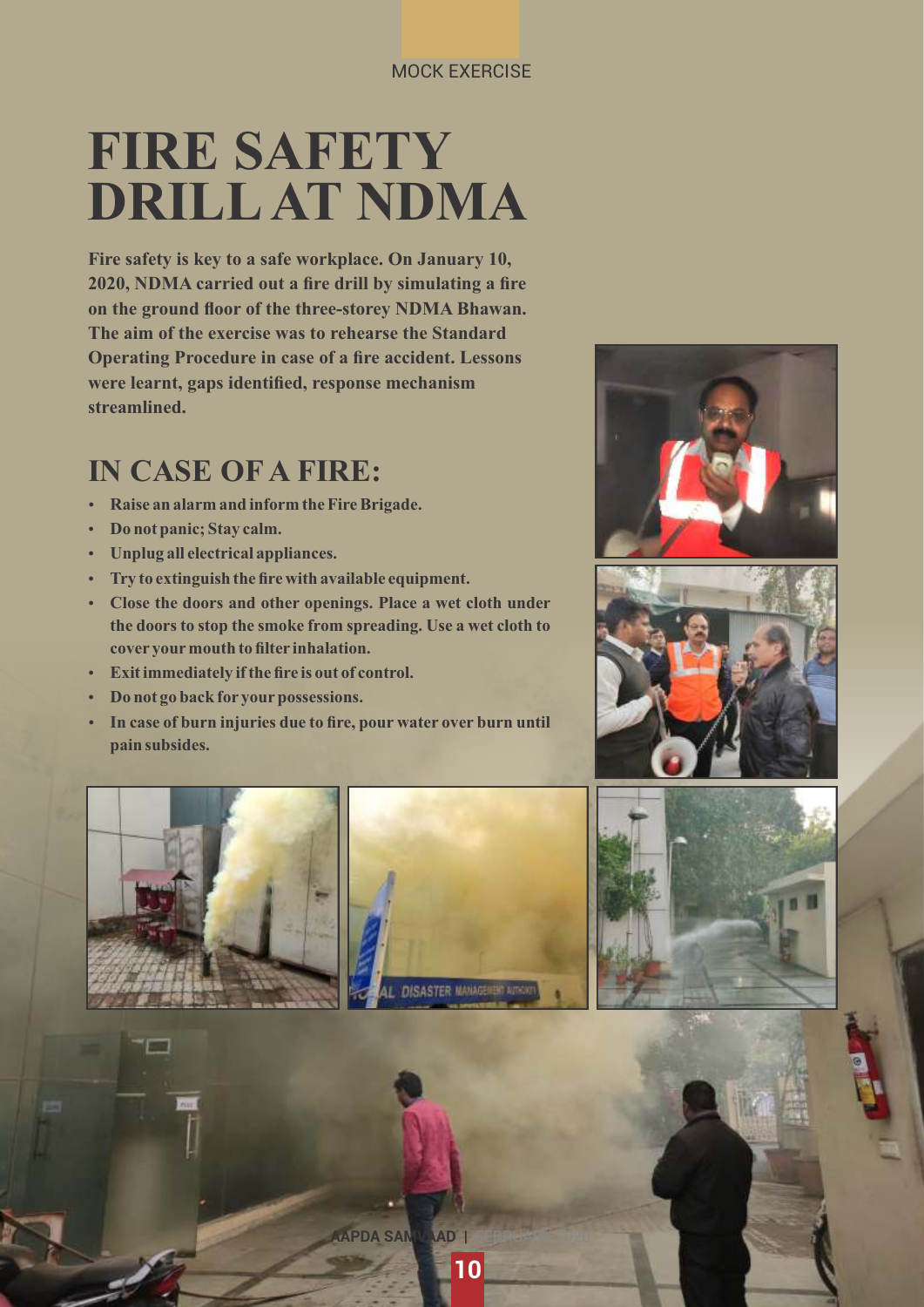MOCK EXERCISE

# FIRE SAFETY DRILL AT NDMA

**Fire safety is key to a safe workplace. On January 10, 2020, NDMA carried out a fire drill by simulating a fire on the ground floor of the three-storey NDMA Bhawan. The aim of the exercise was to rehearse the Standard Operating Procedure in case of a fire accident. Lessons were learnt, gaps identified, response mechanism streamlined.**

## IN CASE OF A FIRE:

- **Raise an alarm and inform the Fire Brigade.**
- **Do not panic; Stay calm.**
- **Unplug all electrical appliances.**
- **Try to extinguish the fire with available equipment.**
- **Close the doors and other openings. Place a wet cloth under the doors to stop the smoke from spreading. Use a wet cloth to cover your mouth to filter inhalation.**
- **Exit immediately if the fire is out of control.**
- **Do not go back for your possessions.**
- **In case of burn injuries due to fire, pour water over burn until pain subsides.**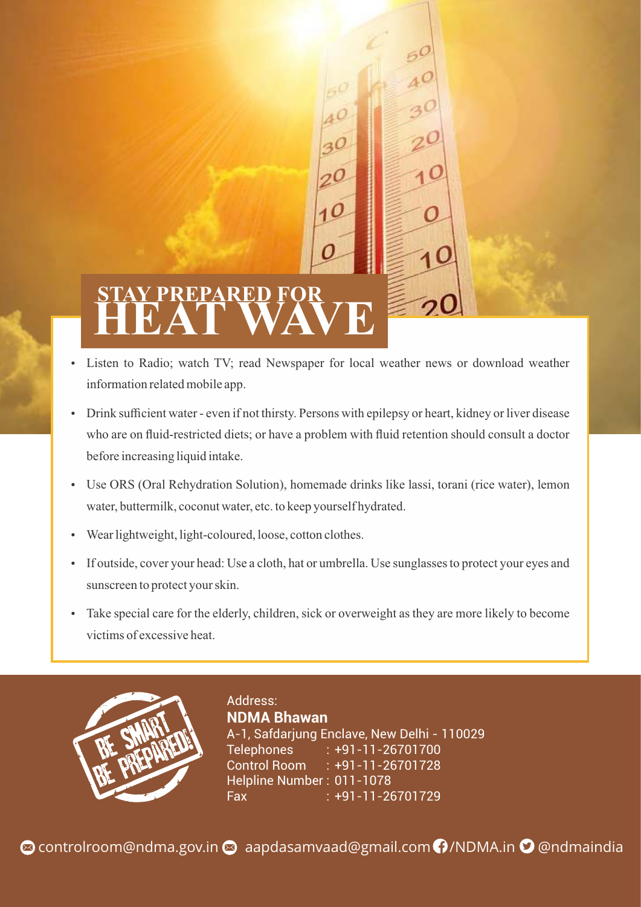## STAY PREPARED FOR

# HEAT WAVE

- Listen to Radio; watch TV; read Newspaper for local weather news or download weather information related mobile app.
- Drink sufficient water - even if not thirsty. Persons with epilepsy or heart, kidney or liver disease who are on fluid-restricted diets; or have a problem with fluid retention should consult a doctor before increasing liquid intake.
- Use ORS (Oral Rehydration Solution), homemade drinks like lassi, torani (rice water), lemon water, buttermilk, coconut water, etc. to keep yourself hydrated.
- Wear lightweight, light-coloured, loose, cotton clothes.
- If outside, cover your head: Use a cloth, hat or umbrella. Use sunglasses to protect your eyes and sunscreen to protect your skin.
- Take special care for the elderly, children, sick or overweight as they are more likely to become victims of excessive heat.

BE SMART BE PREPARED!

Address:
**NDMA Bhawan**
A-1, Safdarjung Enclave, New Delhi - 110029
Telephones : +91-11-26701700
Control Room : +91-11-26701728
Helpline Number : 011-1078
Fax : +91-11-26701729

controlroom@ndma.gov.in aapdasamvaad@gmail.com /NDMA.in @ndmaindia